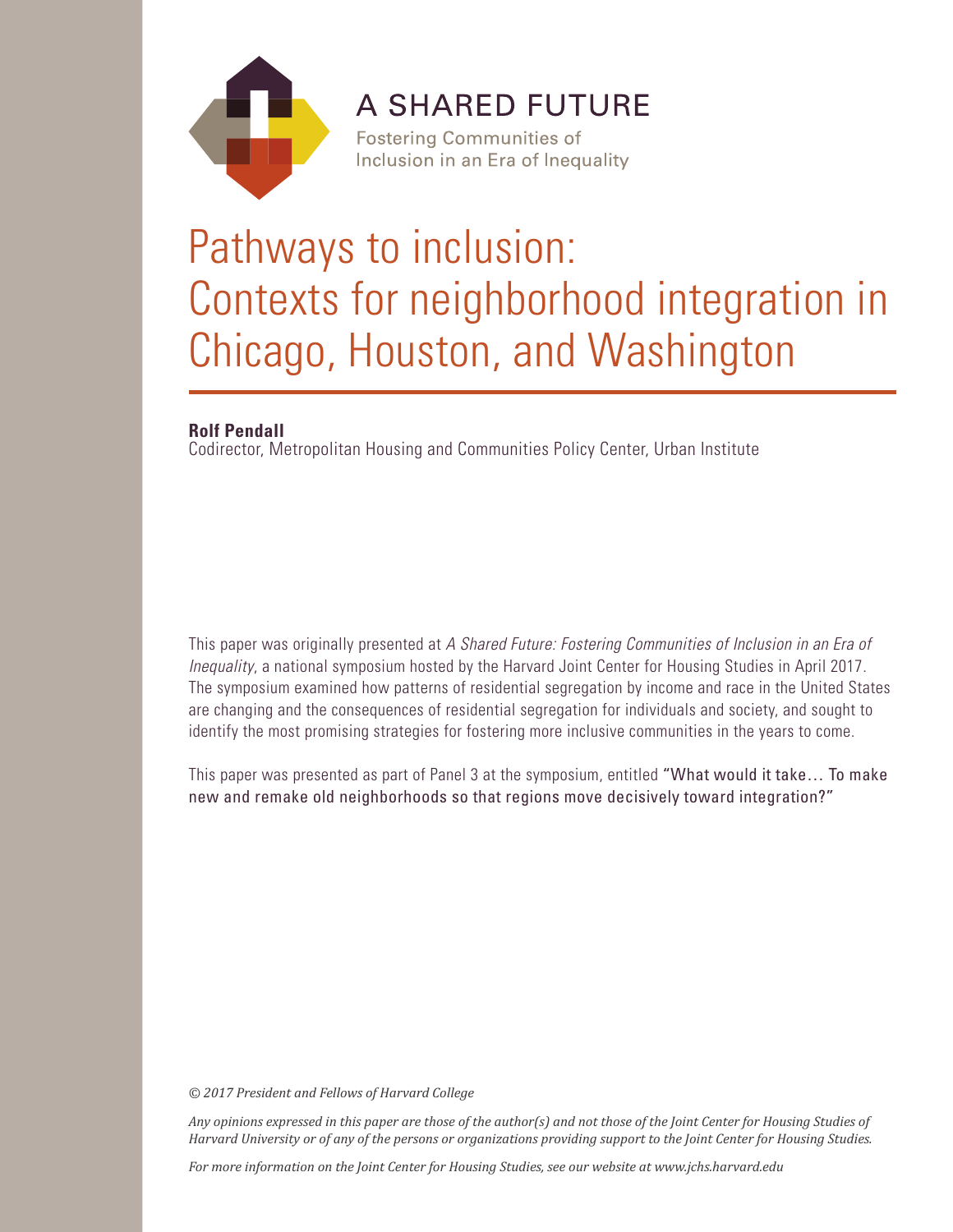A SHARED FUTURE

Fostering Communities of Inclusion in an Era of Inequality

# Pathways to inclusion: Contexts for neighborhood integration in Chicago, Houston, and Washington

**Rolf Pendall**
Codirector, Metropolitan Housing and Communities Policy Center, Urban Institute

This paper was originally presented at *A Shared Future: Fostering Communities of Inclusion in an Era of Inequality*, a national symposium hosted by the Harvard Joint Center for Housing Studies in April 2017. The symposium examined how patterns of residential segregation by income and race in the United States are changing and the consequences of residential segregation for individuals and society, and sought to identify the most promising strategies for fostering more inclusive communities in the years to come.

This paper was presented as part of Panel 3 at the symposium, entitled "What would it take… To make new and remake old neighborhoods so that regions move decisively toward integration?"

*© 2017 President and Fellows of Harvard College*

*Any opinions expressed in this paper are those of the author(s) and not those of the Joint Center for Housing Studies of Harvard University or of any of the persons or organizations providing support to the Joint Center for Housing Studies.*

*For more information on the Joint Center for Housing Studies, see our website at www.jchs.harvard.edu*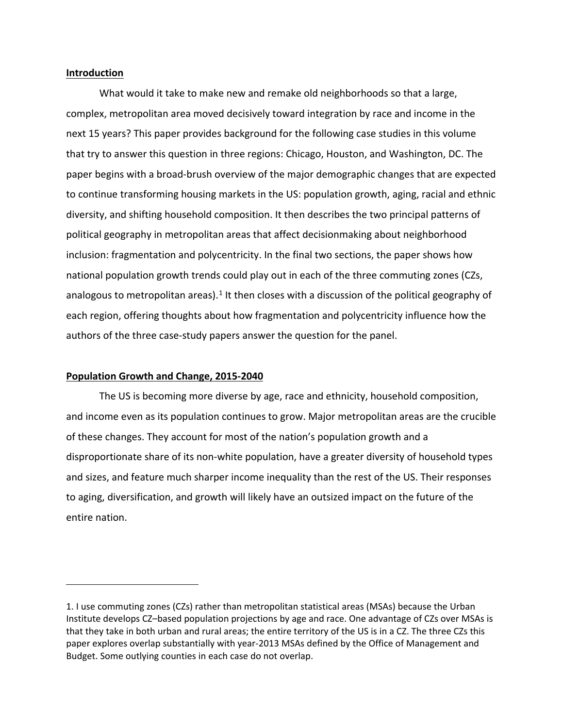## Introduction

What would it take to make new and remake old neighborhoods so that a large, complex, metropolitan area moved decisively toward integration by race and income in the next 15 years? This paper provides background for the following case studies in this volume that try to answer this question in three regions: Chicago, Houston, and Washington, DC. The paper begins with a broad-brush overview of the major demographic changes that are expected to continue transforming housing markets in the US: population growth, aging, racial and ethnic diversity, and shifting household composition. It then describes the two principal patterns of political geography in metropolitan areas that affect decisionmaking about neighborhood inclusion: fragmentation and polycentricity. In the final two sections, the paper shows how national population growth trends could play out in each of the three commuting zones (CZs, analogous to metropolitan areas).[1] It then closes with a discussion of the political geography of each region, offering thoughts about how fragmentation and polycentricity influence how the authors of the three case-study papers answer the question for the panel.

## Population Growth and Change, 2015-2040

The US is becoming more diverse by age, race and ethnicity, household composition, and income even as its population continues to grow. Major metropolitan areas are the crucible of these changes. They account for most of the nation's population growth and a disproportionate share of its non-white population, have a greater diversity of household types and sizes, and feature much sharper income inequality than the rest of the US. Their responses to aging, diversification, and growth will likely have an outsized impact on the future of the entire nation.

---

1. I use commuting zones (CZs) rather than metropolitan statistical areas (MSAs) because the Urban Institute develops CZ–based population projections by age and race. One advantage of CZs over MSAs is that they take in both urban and rural areas; the entire territory of the US is in a CZ. The three CZs this paper explores overlap substantially with year-2013 MSAs defined by the Office of Management and Budget. Some outlying counties in each case do not overlap.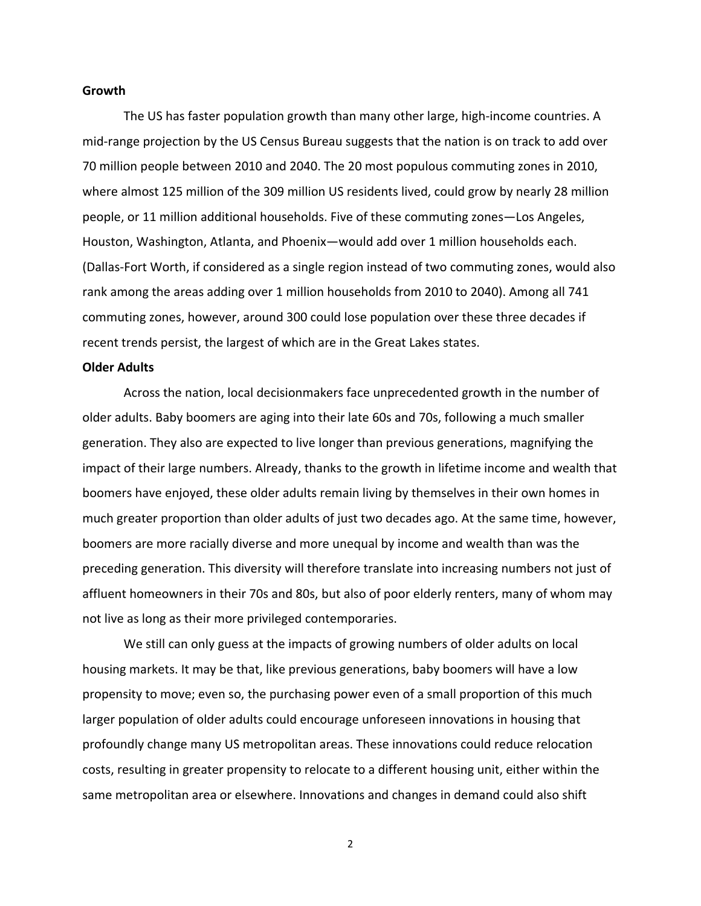**Growth**

The US has faster population growth than many other large, high-income countries. A mid-range projection by the US Census Bureau suggests that the nation is on track to add over 70 million people between 2010 and 2040. The 20 most populous commuting zones in 2010, where almost 125 million of the 309 million US residents lived, could grow by nearly 28 million people, or 11 million additional households. Five of these commuting zones—Los Angeles, Houston, Washington, Atlanta, and Phoenix—would add over 1 million households each. (Dallas-Fort Worth, if considered as a single region instead of two commuting zones, would also rank among the areas adding over 1 million households from 2010 to 2040). Among all 741 commuting zones, however, around 300 could lose population over these three decades if recent trends persist, the largest of which are in the Great Lakes states.

**Older Adults**

Across the nation, local decisionmakers face unprecedented growth in the number of older adults. Baby boomers are aging into their late 60s and 70s, following a much smaller generation. They also are expected to live longer than previous generations, magnifying the impact of their large numbers. Already, thanks to the growth in lifetime income and wealth that boomers have enjoyed, these older adults remain living by themselves in their own homes in much greater proportion than older adults of just two decades ago. At the same time, however, boomers are more racially diverse and more unequal by income and wealth than was the preceding generation. This diversity will therefore translate into increasing numbers not just of affluent homeowners in their 70s and 80s, but also of poor elderly renters, many of whom may not live as long as their more privileged contemporaries.

We still can only guess at the impacts of growing numbers of older adults on local housing markets. It may be that, like previous generations, baby boomers will have a low propensity to move; even so, the purchasing power even of a small proportion of this much larger population of older adults could encourage unforeseen innovations in housing that profoundly change many US metropolitan areas. These innovations could reduce relocation costs, resulting in greater propensity to relocate to a different housing unit, either within the same metropolitan area or elsewhere. Innovations and changes in demand could also shift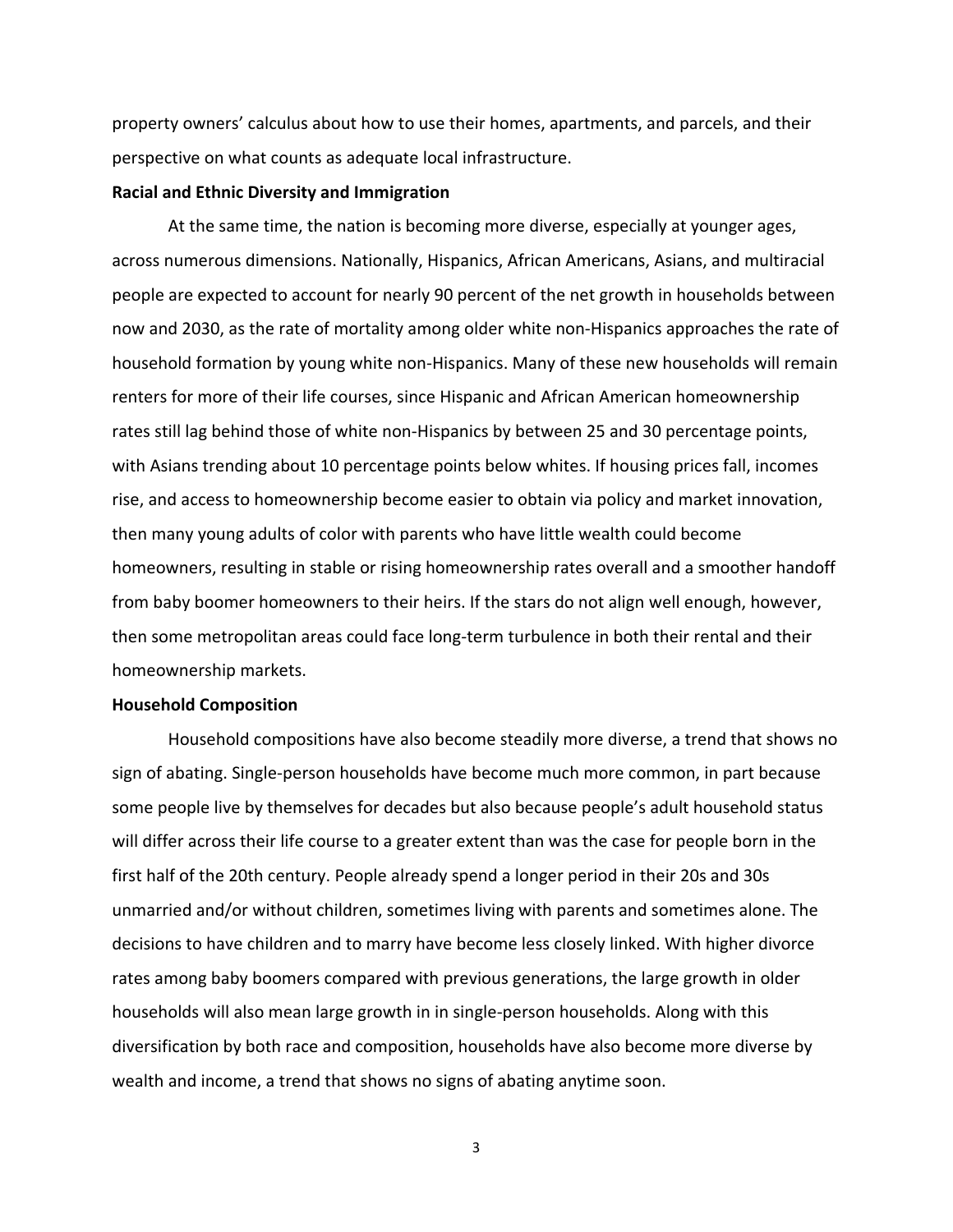property owners' calculus about how to use their homes, apartments, and parcels, and their perspective on what counts as adequate local infrastructure.

**Racial and Ethnic Diversity and Immigration**

At the same time, the nation is becoming more diverse, especially at younger ages, across numerous dimensions. Nationally, Hispanics, African Americans, Asians, and multiracial people are expected to account for nearly 90 percent of the net growth in households between now and 2030, as the rate of mortality among older white non-Hispanics approaches the rate of household formation by young white non-Hispanics. Many of these new households will remain renters for more of their life courses, since Hispanic and African American homeownership rates still lag behind those of white non-Hispanics by between 25 and 30 percentage points, with Asians trending about 10 percentage points below whites. If housing prices fall, incomes rise, and access to homeownership become easier to obtain via policy and market innovation, then many young adults of color with parents who have little wealth could become homeowners, resulting in stable or rising homeownership rates overall and a smoother handoff from baby boomer homeowners to their heirs. If the stars do not align well enough, however, then some metropolitan areas could face long-term turbulence in both their rental and their homeownership markets.

**Household Composition**

Household compositions have also become steadily more diverse, a trend that shows no sign of abating. Single-person households have become much more common, in part because some people live by themselves for decades but also because people's adult household status will differ across their life course to a greater extent than was the case for people born in the first half of the 20th century. People already spend a longer period in their 20s and 30s unmarried and/or without children, sometimes living with parents and sometimes alone. The decisions to have children and to marry have become less closely linked. With higher divorce rates among baby boomers compared with previous generations, the large growth in older households will also mean large growth in in single-person households. Along with this diversification by both race and composition, households have also become more diverse by wealth and income, a trend that shows no signs of abating anytime soon.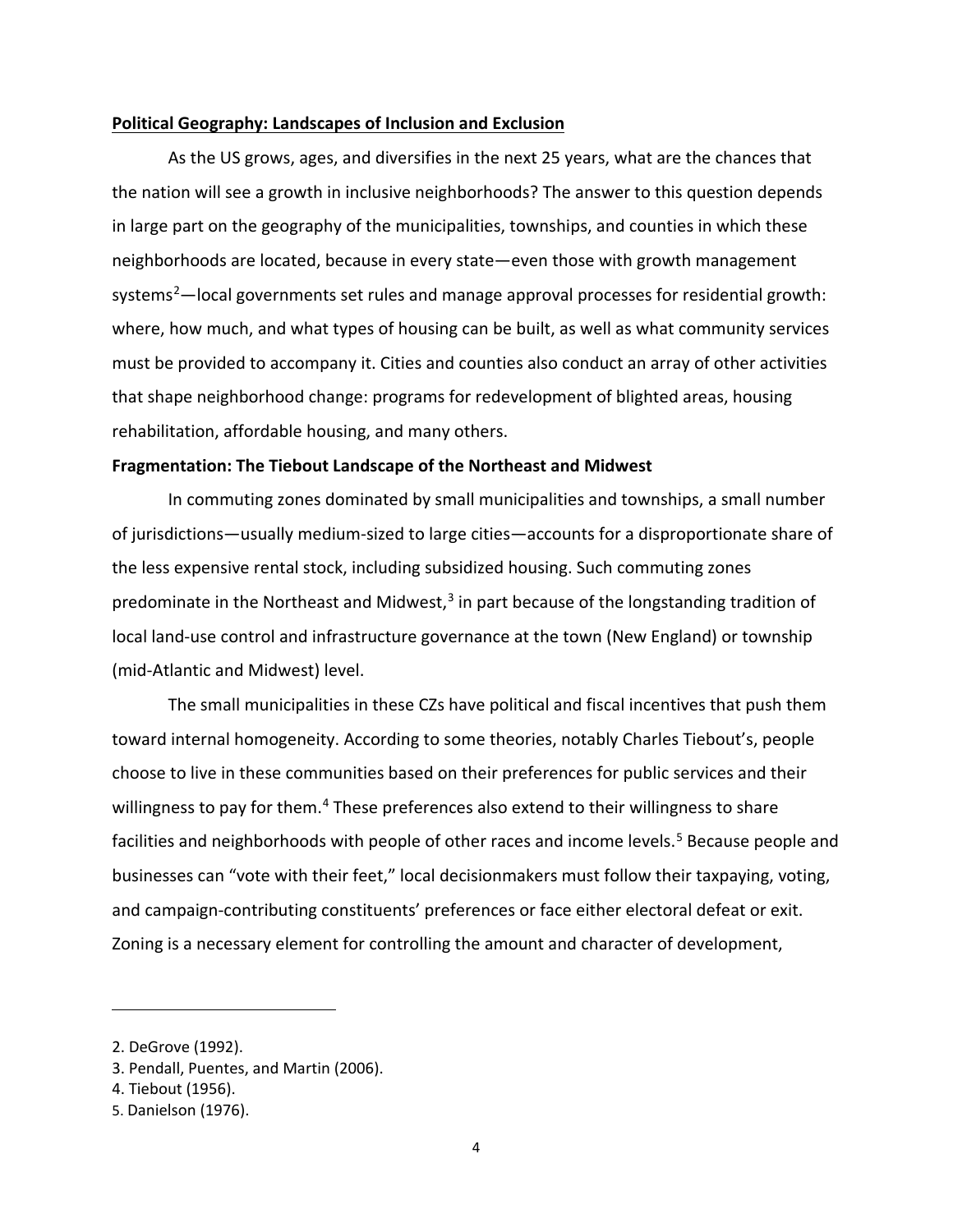**Political Geography: Landscapes of Inclusion and Exclusion**

As the US grows, ages, and diversifies in the next 25 years, what are the chances that the nation will see a growth in inclusive neighborhoods? The answer to this question depends in large part on the geography of the municipalities, townships, and counties in which these neighborhoods are located, because in every state—even those with growth management systems[2]—local governments set rules and manage approval processes for residential growth: where, how much, and what types of housing can be built, as well as what community services must be provided to accompany it. Cities and counties also conduct an array of other activities that shape neighborhood change: programs for redevelopment of blighted areas, housing rehabilitation, affordable housing, and many others.

**Fragmentation: The Tiebout Landscape of the Northeast and Midwest**

In commuting zones dominated by small municipalities and townships, a small number of jurisdictions—usually medium-sized to large cities—accounts for a disproportionate share of the less expensive rental stock, including subsidized housing. Such commuting zones predominate in the Northeast and Midwest,[3] in part because of the longstanding tradition of local land-use control and infrastructure governance at the town (New England) or township (mid-Atlantic and Midwest) level.

The small municipalities in these CZs have political and fiscal incentives that push them toward internal homogeneity. According to some theories, notably Charles Tiebout's, people choose to live in these communities based on their preferences for public services and their willingness to pay for them.[4] These preferences also extend to their willingness to share facilities and neighborhoods with people of other races and income levels.[5] Because people and businesses can "vote with their feet," local decisionmakers must follow their taxpaying, voting, and campaign-contributing constituents' preferences or face either electoral defeat or exit. Zoning is a necessary element for controlling the amount and character of development,

---

2. DeGrove (1992).
3. Pendall, Puentes, and Martin (2006).
4. Tiebout (1956).
5. Danielson (1976).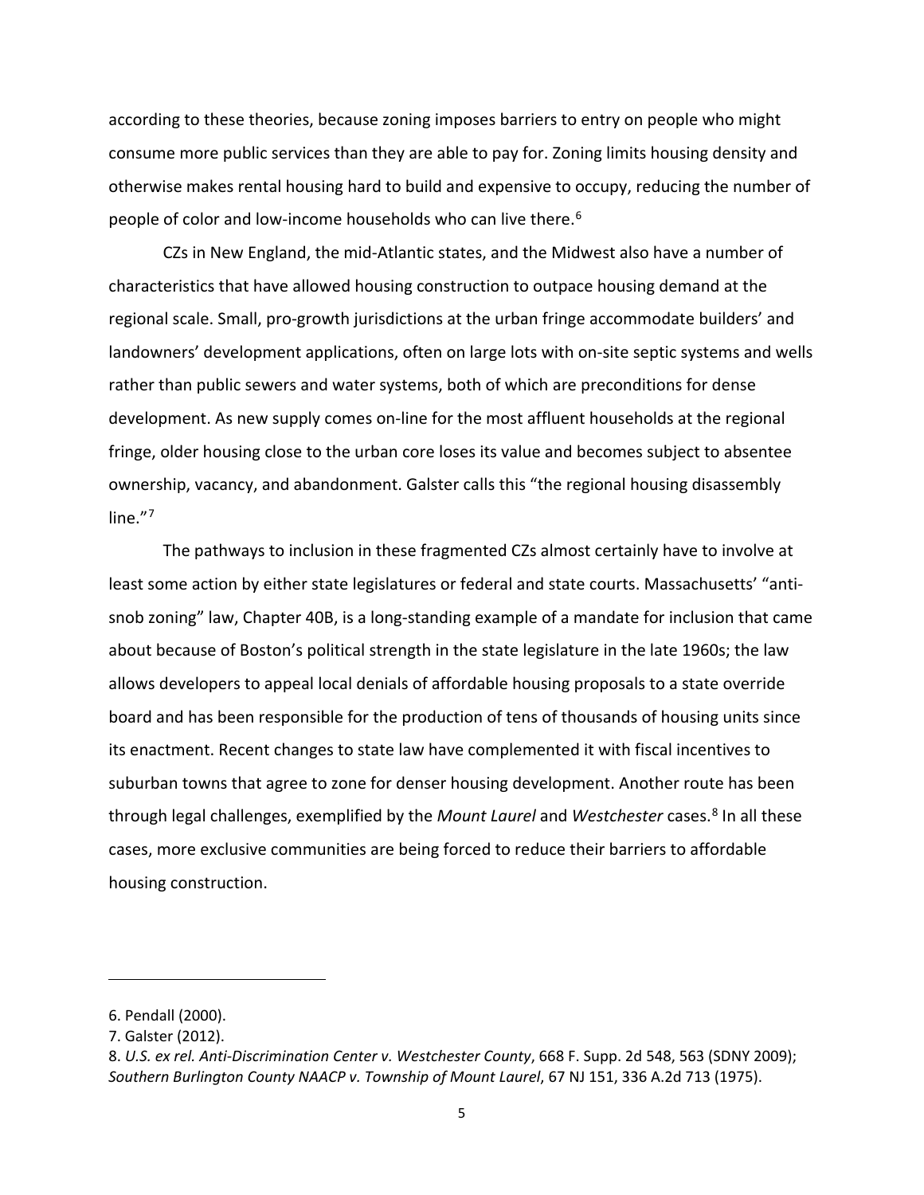according to these theories, because zoning imposes barriers to entry on people who might consume more public services than they are able to pay for. Zoning limits housing density and otherwise makes rental housing hard to build and expensive to occupy, reducing the number of people of color and low-income households who can live there.[6]

CZs in New England, the mid-Atlantic states, and the Midwest also have a number of characteristics that have allowed housing construction to outpace housing demand at the regional scale. Small, pro-growth jurisdictions at the urban fringe accommodate builders' and landowners' development applications, often on large lots with on-site septic systems and wells rather than public sewers and water systems, both of which are preconditions for dense development. As new supply comes on-line for the most affluent households at the regional fringe, older housing close to the urban core loses its value and becomes subject to absentee ownership, vacancy, and abandonment. Galster calls this "the regional housing disassembly line."[7]

The pathways to inclusion in these fragmented CZs almost certainly have to involve at least some action by either state legislatures or federal and state courts. Massachusetts' "anti-snob zoning" law, Chapter 40B, is a long-standing example of a mandate for inclusion that came about because of Boston's political strength in the state legislature in the late 1960s; the law allows developers to appeal local denials of affordable housing proposals to a state override board and has been responsible for the production of tens of thousands of housing units since its enactment. Recent changes to state law have complemented it with fiscal incentives to suburban towns that agree to zone for denser housing development. Another route has been through legal challenges, exemplified by the *Mount Laurel* and *Westchester* cases.[8] In all these cases, more exclusive communities are being forced to reduce their barriers to affordable housing construction.

---

6. Pendall (2000).

7. Galster (2012).

8. *U.S. ex rel. Anti-Discrimination Center v. Westchester County*, 668 F. Supp. 2d 548, 563 (SDNY 2009); *Southern Burlington County NAACP v. Township of Mount Laurel*, 67 NJ 151, 336 A.2d 713 (1975).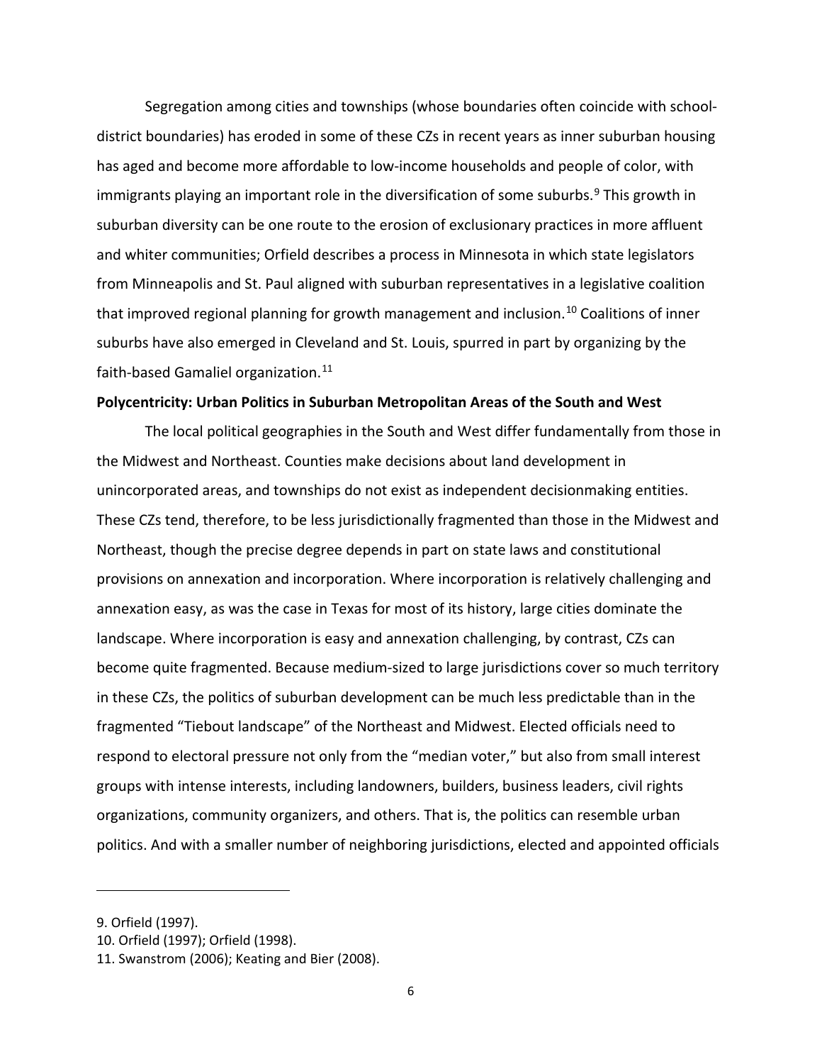Segregation among cities and townships (whose boundaries often coincide with school-district boundaries) has eroded in some of these CZs in recent years as inner suburban housing has aged and become more affordable to low-income households and people of color, with immigrants playing an important role in the diversification of some suburbs.[9] This growth in suburban diversity can be one route to the erosion of exclusionary practices in more affluent and whiter communities; Orfield describes a process in Minnesota in which state legislators from Minneapolis and St. Paul aligned with suburban representatives in a legislative coalition that improved regional planning for growth management and inclusion.[10] Coalitions of inner suburbs have also emerged in Cleveland and St. Louis, spurred in part by organizing by the faith-based Gamaliel organization.[11]

**Polycentricity: Urban Politics in Suburban Metropolitan Areas of the South and West**

The local political geographies in the South and West differ fundamentally from those in the Midwest and Northeast. Counties make decisions about land development in unincorporated areas, and townships do not exist as independent decisionmaking entities. These CZs tend, therefore, to be less jurisdictionally fragmented than those in the Midwest and Northeast, though the precise degree depends in part on state laws and constitutional provisions on annexation and incorporation. Where incorporation is relatively challenging and annexation easy, as was the case in Texas for most of its history, large cities dominate the landscape. Where incorporation is easy and annexation challenging, by contrast, CZs can become quite fragmented. Because medium-sized to large jurisdictions cover so much territory in these CZs, the politics of suburban development can be much less predictable than in the fragmented "Tiebout landscape" of the Northeast and Midwest. Elected officials need to respond to electoral pressure not only from the "median voter," but also from small interest groups with intense interests, including landowners, builders, business leaders, civil rights organizations, community organizers, and others. That is, the politics can resemble urban politics. And with a smaller number of neighboring jurisdictions, elected and appointed officials

9. Orfield (1997).

10. Orfield (1997); Orfield (1998).

11. Swanstrom (2006); Keating and Bier (2008).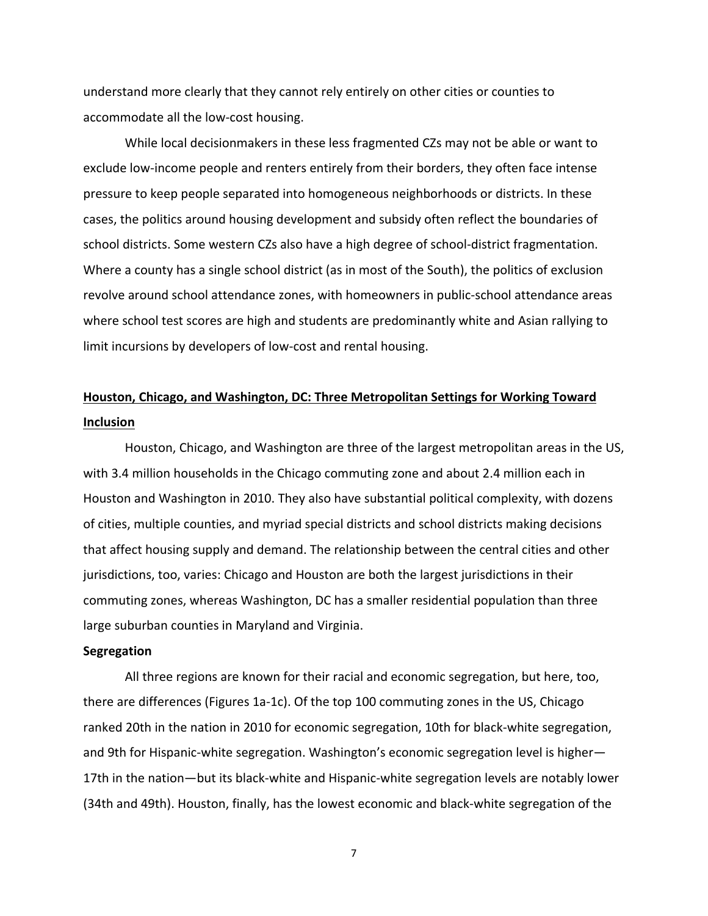understand more clearly that they cannot rely entirely on other cities or counties to accommodate all the low-cost housing.

While local decisionmakers in these less fragmented CZs may not be able or want to exclude low-income people and renters entirely from their borders, they often face intense pressure to keep people separated into homogeneous neighborhoods or districts. In these cases, the politics around housing development and subsidy often reflect the boundaries of school districts. Some western CZs also have a high degree of school-district fragmentation. Where a county has a single school district (as in most of the South), the politics of exclusion revolve around school attendance zones, with homeowners in public-school attendance areas where school test scores are high and students are predominantly white and Asian rallying to limit incursions by developers of low-cost and rental housing.

## Houston, Chicago, and Washington, DC: Three Metropolitan Settings for Working Toward Inclusion

Houston, Chicago, and Washington are three of the largest metropolitan areas in the US, with 3.4 million households in the Chicago commuting zone and about 2.4 million each in Houston and Washington in 2010. They also have substantial political complexity, with dozens of cities, multiple counties, and myriad special districts and school districts making decisions that affect housing supply and demand. The relationship between the central cities and other jurisdictions, too, varies: Chicago and Houston are both the largest jurisdictions in their commuting zones, whereas Washington, DC has a smaller residential population than three large suburban counties in Maryland and Virginia.

### Segregation

All three regions are known for their racial and economic segregation, but here, too, there are differences (Figures 1a-1c). Of the top 100 commuting zones in the US, Chicago ranked 20th in the nation in 2010 for economic segregation, 10th for black-white segregation, and 9th for Hispanic-white segregation. Washington's economic segregation level is higher—17th in the nation—but its black-white and Hispanic-white segregation levels are notably lower (34th and 49th). Houston, finally, has the lowest economic and black-white segregation of the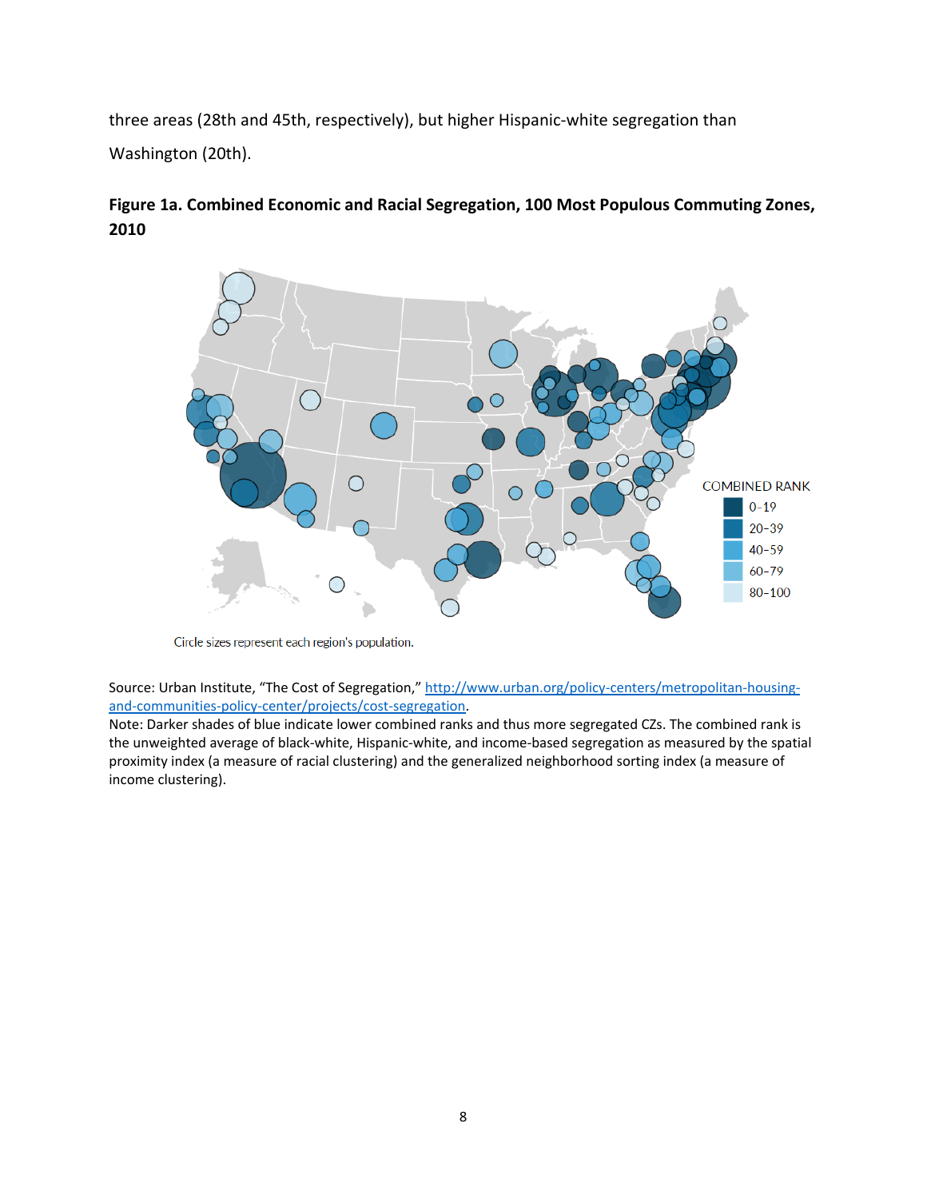three areas (28th and 45th, respectively), but higher Hispanic-white segregation than Washington (20th).

**Figure 1a. Combined Economic and Racial Segregation, 100 Most Populous Commuting Zones, 2010**

COMBINED RANK

- 0–19
- 20–39
- 40–59
- 60–79
- 80–100

Circle sizes represent each region's population.

Source: Urban Institute, "The Cost of Segregation," http://www.urban.org/policy-centers/metropolitan-housing-and-communities-policy-center/projects/cost-segregation.

Note: Darker shades of blue indicate lower combined ranks and thus more segregated CZs. The combined rank is the unweighted average of black-white, Hispanic-white, and income-based segregation as measured by the spatial proximity index (a measure of racial clustering) and the generalized neighborhood sorting index (a measure of income clustering).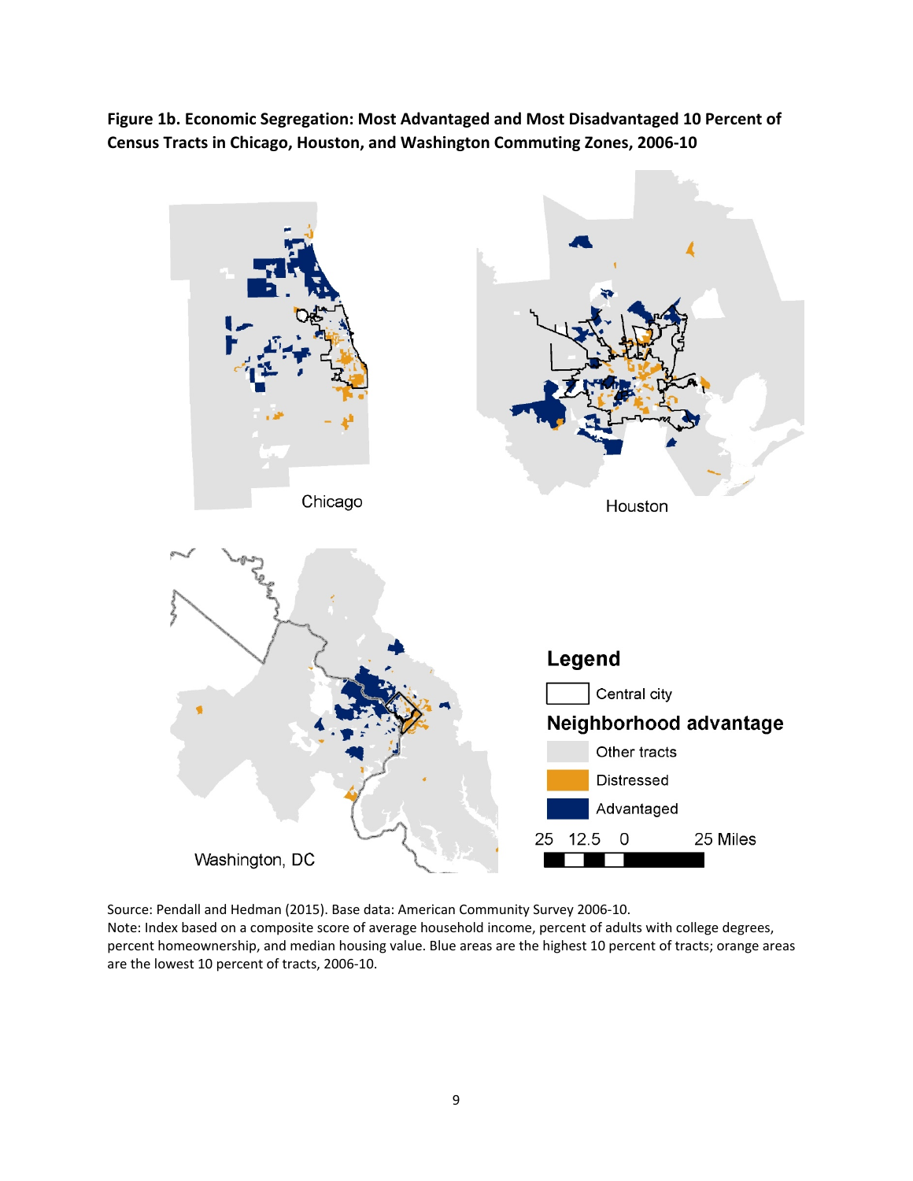**Figure 1b. Economic Segregation: Most Advantaged and Most Disadvantaged 10 Percent of Census Tracts in Chicago, Houston, and Washington Commuting Zones, 2006-10**

Source: Pendall and Hedman (2015). Base data: American Community Survey 2006-10.
Note: Index based on a composite score of average household income, percent of adults with college degrees, percent homeownership, and median housing value. Blue areas are the highest 10 percent of tracts; orange areas are the lowest 10 percent of tracts, 2006-10.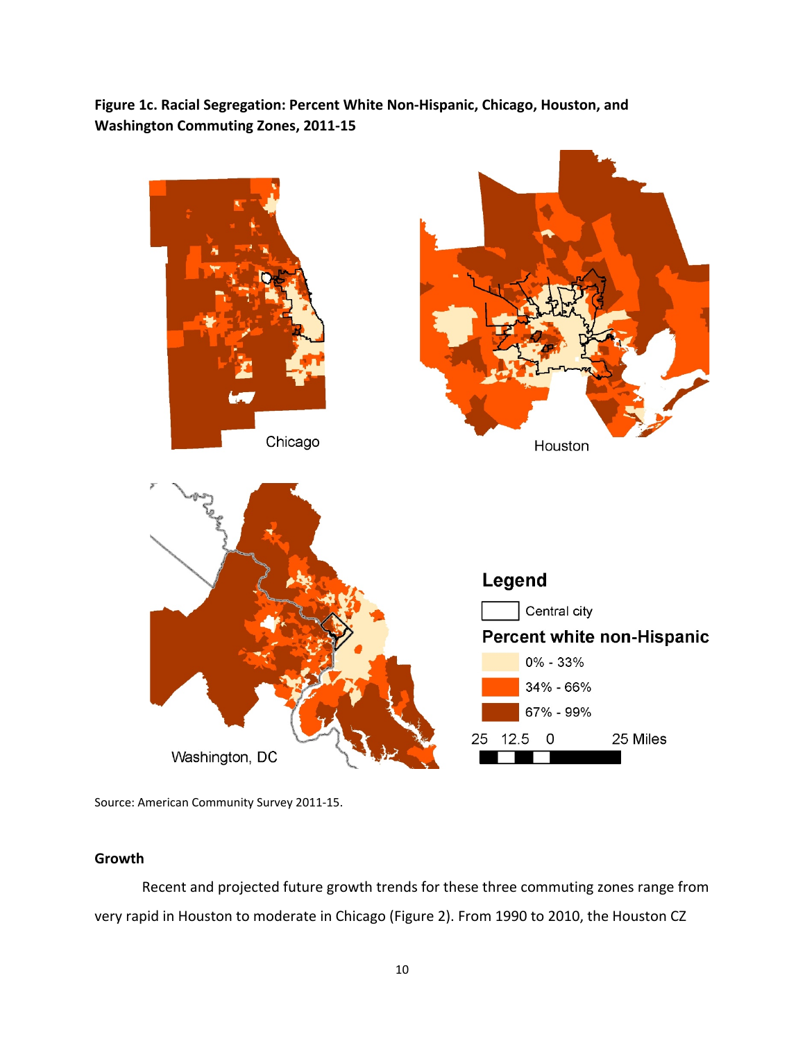**Figure 1c. Racial Segregation: Percent White Non-Hispanic, Chicago, Houston, and Washington Commuting Zones, 2011-15**

Source: American Community Survey 2011-15.

### Growth

Recent and projected future growth trends for these three commuting zones range from very rapid in Houston to moderate in Chicago (Figure 2). From 1990 to 2010, the Houston CZ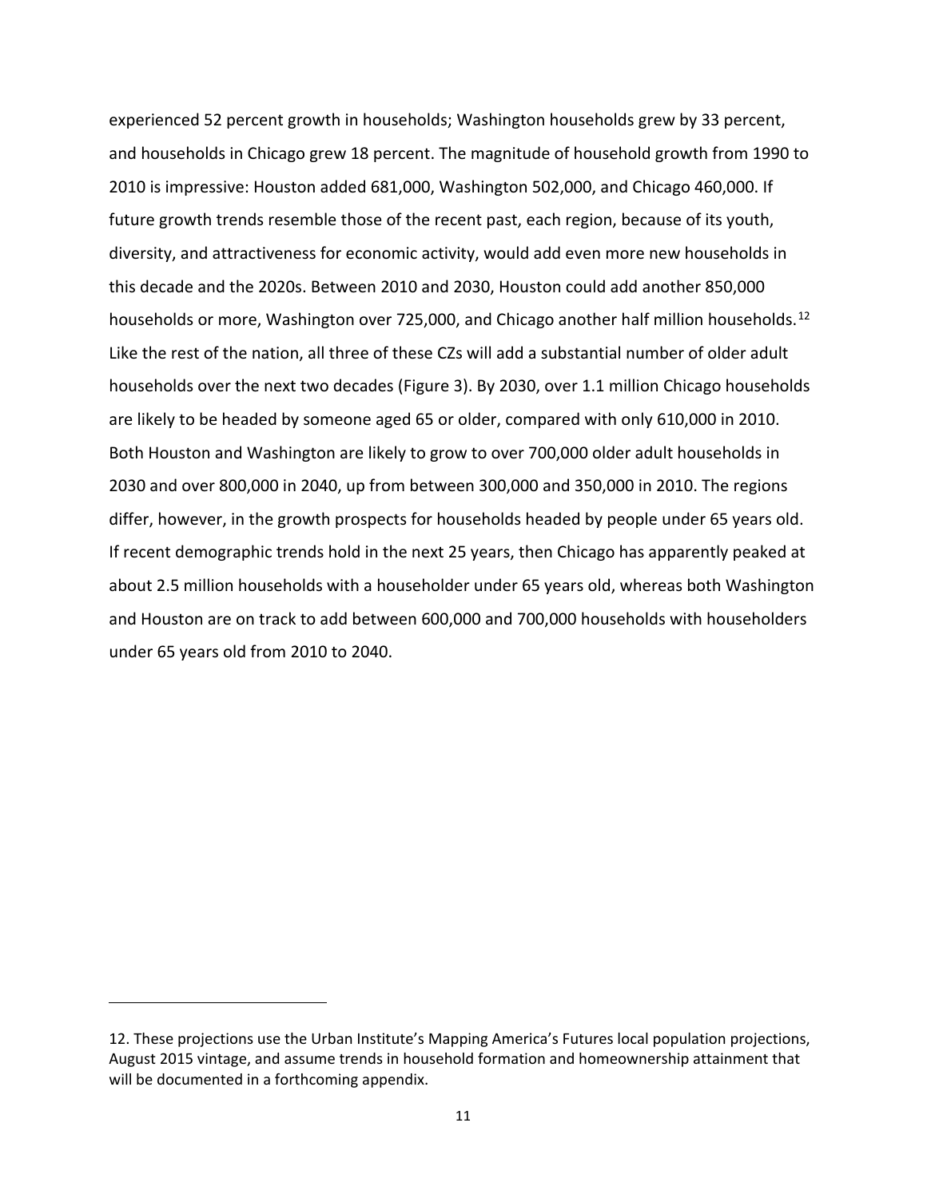experienced 52 percent growth in households; Washington households grew by 33 percent, and households in Chicago grew 18 percent. The magnitude of household growth from 1990 to 2010 is impressive: Houston added 681,000, Washington 502,000, and Chicago 460,000. If future growth trends resemble those of the recent past, each region, because of its youth, diversity, and attractiveness for economic activity, would add even more new households in this decade and the 2020s. Between 2010 and 2030, Houston could add another 850,000 households or more, Washington over 725,000, and Chicago another half million households.[12] Like the rest of the nation, all three of these CZs will add a substantial number of older adult households over the next two decades (Figure 3). By 2030, over 1.1 million Chicago households are likely to be headed by someone aged 65 or older, compared with only 610,000 in 2010. Both Houston and Washington are likely to grow to over 700,000 older adult households in 2030 and over 800,000 in 2040, up from between 300,000 and 350,000 in 2010. The regions differ, however, in the growth prospects for households headed by people under 65 years old. If recent demographic trends hold in the next 25 years, then Chicago has apparently peaked at about 2.5 million households with a householder under 65 years old, whereas both Washington and Houston are on track to add between 600,000 and 700,000 households with householders under 65 years old from 2010 to 2040.

---

12. These projections use the Urban Institute's Mapping America's Futures local population projections, August 2015 vintage, and assume trends in household formation and homeownership attainment that will be documented in a forthcoming appendix.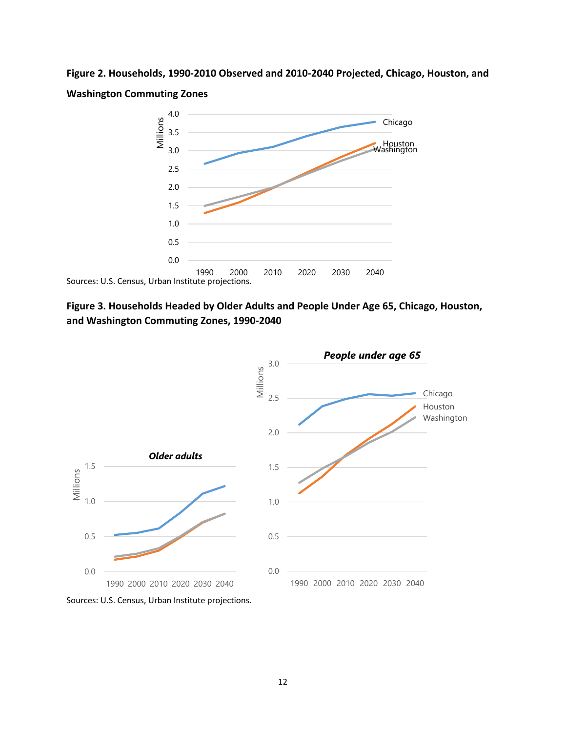**Figure 2. Households, 1990-2010 Observed and 2010-2040 Projected, Chicago, Houston, and Washington Commuting Zones**

Sources: U.S. Census, Urban Institute projections.

**Figure 3. Households Headed by Older Adults and People Under Age 65, Chicago, Houston, and Washington Commuting Zones, 1990-2040**

Sources: U.S. Census, Urban Institute projections.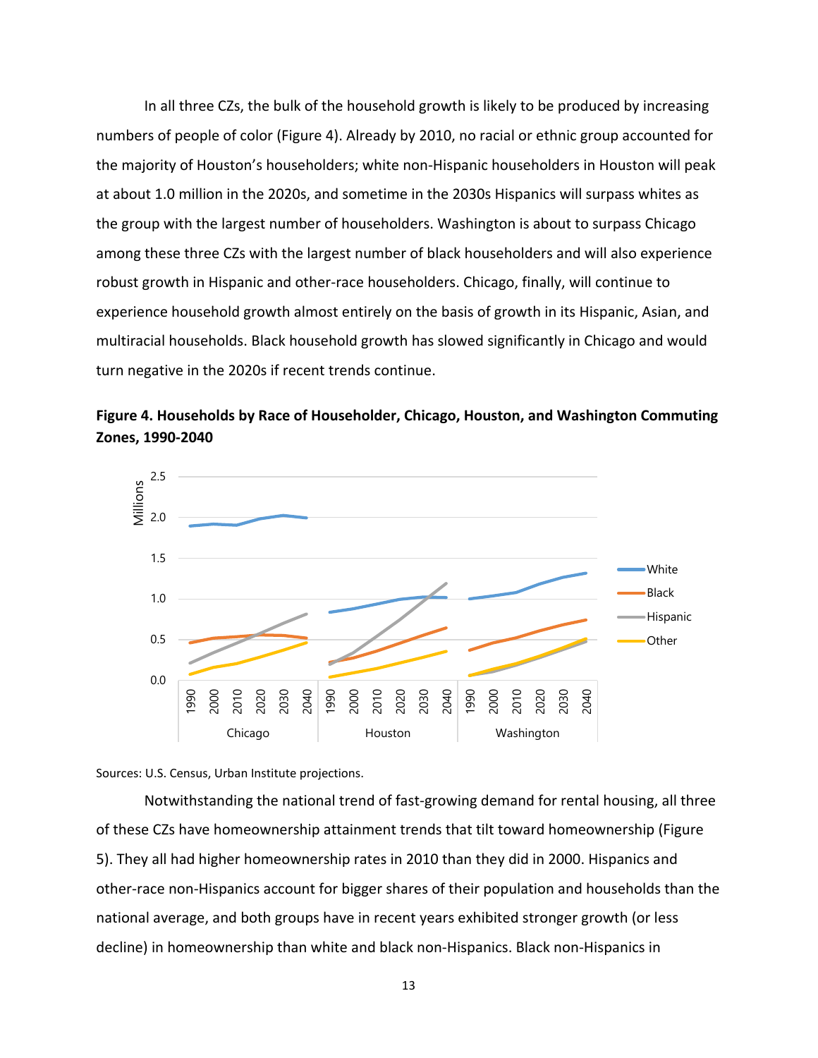In all three CZs, the bulk of the household growth is likely to be produced by increasing numbers of people of color (Figure 4). Already by 2010, no racial or ethnic group accounted for the majority of Houston's householders; white non-Hispanic householders in Houston will peak at about 1.0 million in the 2020s, and sometime in the 2030s Hispanics will surpass whites as the group with the largest number of householders. Washington is about to surpass Chicago among these three CZs with the largest number of black householders and will also experience robust growth in Hispanic and other-race householders. Chicago, finally, will continue to experience household growth almost entirely on the basis of growth in its Hispanic, Asian, and multiracial households. Black household growth has slowed significantly in Chicago and would turn negative in the 2020s if recent trends continue.

**Figure 4. Households by Race of Householder, Chicago, Houston, and Washington Commuting Zones, 1990-2040**

Sources: U.S. Census, Urban Institute projections.

Notwithstanding the national trend of fast-growing demand for rental housing, all three of these CZs have homeownership attainment trends that tilt toward homeownership (Figure 5). They all had higher homeownership rates in 2010 than they did in 2000. Hispanics and other-race non-Hispanics account for bigger shares of their population and households than the national average, and both groups have in recent years exhibited stronger growth (or less decline) in homeownership than white and black non-Hispanics. Black non-Hispanics in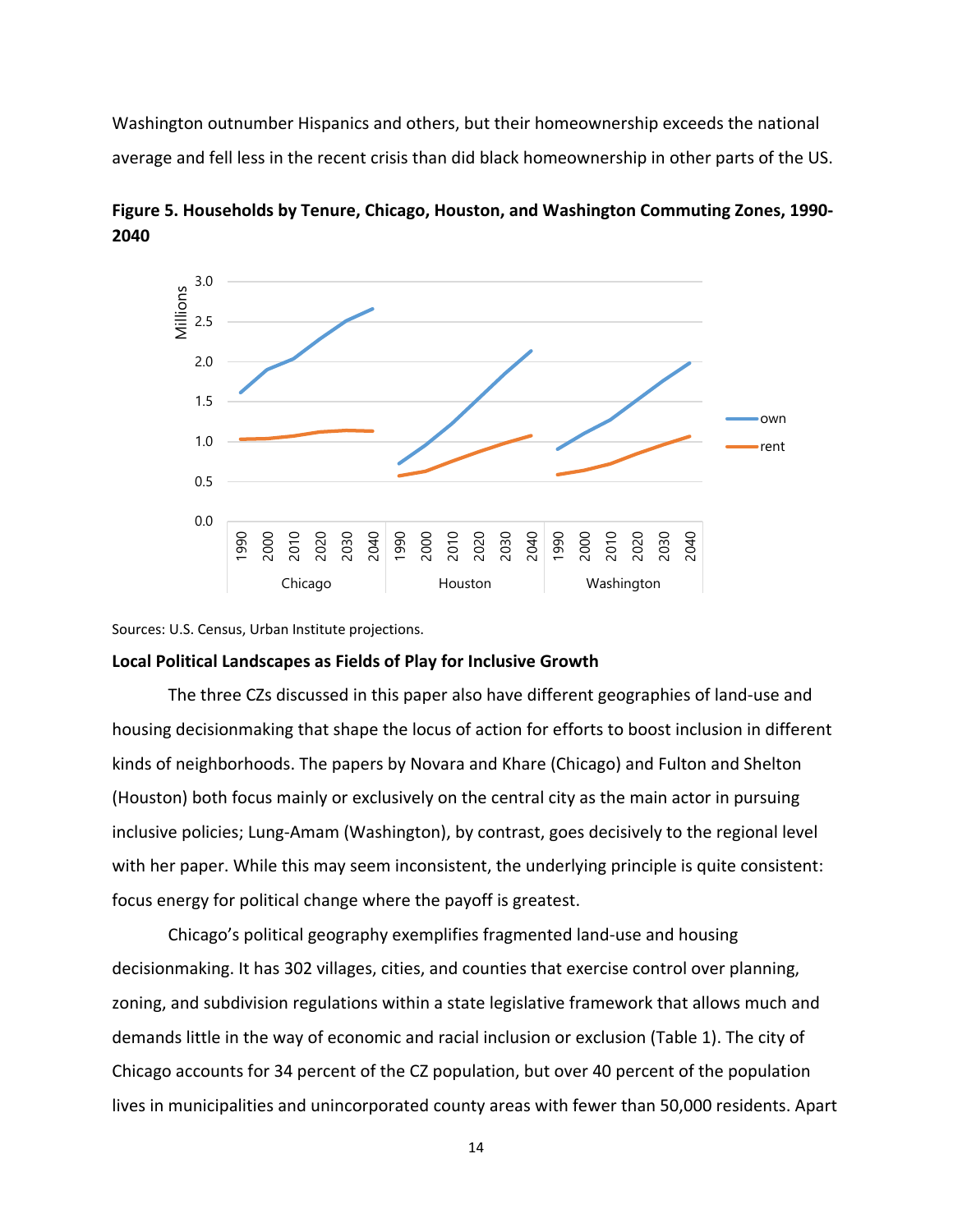Washington outnumber Hispanics and others, but their homeownership exceeds the national average and fell less in the recent crisis than did black homeownership in other parts of the US.

**Figure 5. Households by Tenure, Chicago, Houston, and Washington Commuting Zones, 1990-2040**

Sources: U.S. Census, Urban Institute projections.

**Local Political Landscapes as Fields of Play for Inclusive Growth**

The three CZs discussed in this paper also have different geographies of land-use and housing decisionmaking that shape the locus of action for efforts to boost inclusion in different kinds of neighborhoods. The papers by Novara and Khare (Chicago) and Fulton and Shelton (Houston) both focus mainly or exclusively on the central city as the main actor in pursuing inclusive policies; Lung-Amam (Washington), by contrast, goes decisively to the regional level with her paper. While this may seem inconsistent, the underlying principle is quite consistent: focus energy for political change where the payoff is greatest.

Chicago's political geography exemplifies fragmented land-use and housing decisionmaking. It has 302 villages, cities, and counties that exercise control over planning, zoning, and subdivision regulations within a state legislative framework that allows much and demands little in the way of economic and racial inclusion or exclusion (Table 1). The city of Chicago accounts for 34 percent of the CZ population, but over 40 percent of the population lives in municipalities and unincorporated county areas with fewer than 50,000 residents. Apart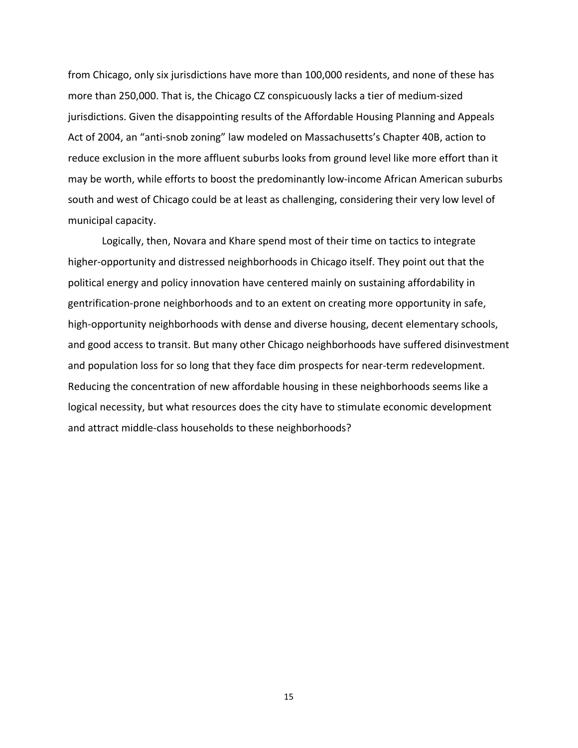from Chicago, only six jurisdictions have more than 100,000 residents, and none of these has more than 250,000. That is, the Chicago CZ conspicuously lacks a tier of medium-sized jurisdictions. Given the disappointing results of the Affordable Housing Planning and Appeals Act of 2004, an "anti-snob zoning" law modeled on Massachusetts's Chapter 40B, action to reduce exclusion in the more affluent suburbs looks from ground level like more effort than it may be worth, while efforts to boost the predominantly low-income African American suburbs south and west of Chicago could be at least as challenging, considering their very low level of municipal capacity.

Logically, then, Novara and Khare spend most of their time on tactics to integrate higher-opportunity and distressed neighborhoods in Chicago itself. They point out that the political energy and policy innovation have centered mainly on sustaining affordability in gentrification-prone neighborhoods and to an extent on creating more opportunity in safe, high-opportunity neighborhoods with dense and diverse housing, decent elementary schools, and good access to transit. But many other Chicago neighborhoods have suffered disinvestment and population loss for so long that they face dim prospects for near-term redevelopment. Reducing the concentration of new affordable housing in these neighborhoods seems like a logical necessity, but what resources does the city have to stimulate economic development and attract middle-class households to these neighborhoods?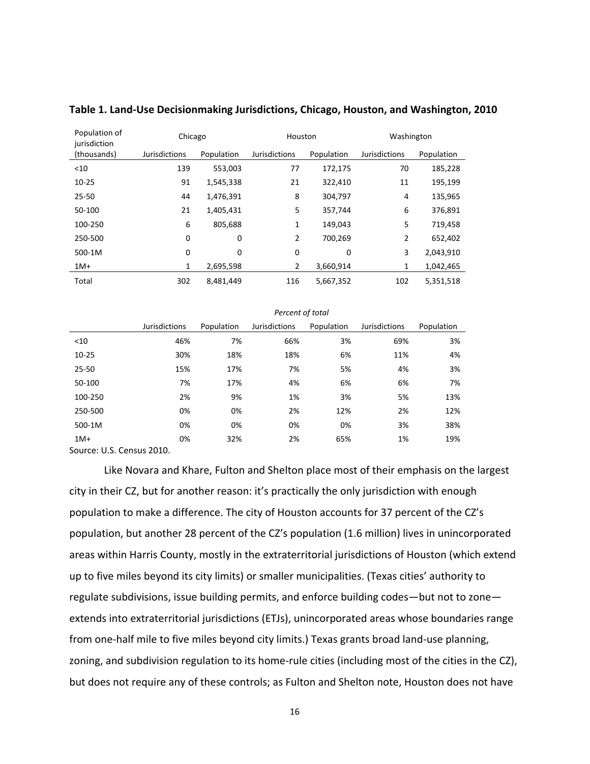**Table 1. Land-Use Decisionmaking Jurisdictions, Chicago, Houston, and Washington, 2010**

| Population of jurisdiction (thousands) | Chicago | | Houston | | Washington | |
|---|---|---|---|---|---|---|
| | Jurisdictions | Population | Jurisdictions | Population | Jurisdictions | Population |
| <10 | 139 | 553,003 | 77 | 172,175 | 70 | 185,228 |
| 10-25 | 91 | 1,545,338 | 21 | 322,410 | 11 | 195,199 |
| 25-50 | 44 | 1,476,391 | 8 | 304,797 | 4 | 135,965 |
| 50-100 | 21 | 1,405,431 | 5 | 357,744 | 6 | 376,891 |
| 100-250 | 6 | 805,688 | 1 | 149,043 | 5 | 719,458 |
| 250-500 | 0 | 0 | 2 | 700,269 | 2 | 652,402 |
| 500-1M | 0 | 0 | 0 | 0 | 3 | 2,043,910 |
| 1M+ | 1 | 2,695,598 | 2 | 3,660,914 | 1 | 1,042,465 |
| Total | 302 | 8,481,449 | 116 | 5,667,352 | 102 | 5,351,518 |

*Percent of total*

| | Jurisdictions | Population | Jurisdictions | Population | Jurisdictions | Population |
|---|---|---|---|---|---|---|
| <10 | 46% | 7% | 66% | 3% | 69% | 3% |
| 10-25 | 30% | 18% | 18% | 6% | 11% | 4% |
| 25-50 | 15% | 17% | 7% | 5% | 4% | 3% |
| 50-100 | 7% | 17% | 4% | 6% | 6% | 7% |
| 100-250 | 2% | 9% | 1% | 3% | 5% | 13% |
| 250-500 | 0% | 0% | 2% | 12% | 2% | 12% |
| 500-1M | 0% | 0% | 0% | 0% | 3% | 38% |
| 1M+ | 0% | 32% | 2% | 65% | 1% | 19% |

Source: U.S. Census 2010.

Like Novara and Khare, Fulton and Shelton place most of their emphasis on the largest city in their CZ, but for another reason: it's practically the only jurisdiction with enough population to make a difference. The city of Houston accounts for 37 percent of the CZ's population, but another 28 percent of the CZ's population (1.6 million) lives in unincorporated areas within Harris County, mostly in the extraterritorial jurisdictions of Houston (which extend up to five miles beyond its city limits) or smaller municipalities. (Texas cities' authority to regulate subdivisions, issue building permits, and enforce building codes—but not to zone—extends into extraterritorial jurisdictions (ETJs), unincorporated areas whose boundaries range from one-half mile to five miles beyond city limits.) Texas grants broad land-use planning, zoning, and subdivision regulation to its home-rule cities (including most of the cities in the CZ), but does not require any of these controls; as Fulton and Shelton note, Houston does not have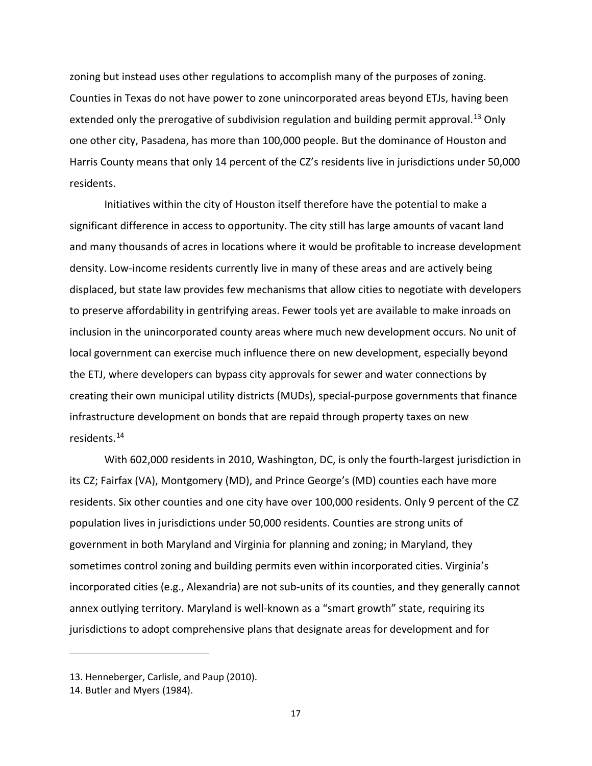zoning but instead uses other regulations to accomplish many of the purposes of zoning. Counties in Texas do not have power to zone unincorporated areas beyond ETJs, having been extended only the prerogative of subdivision regulation and building permit approval.[13] Only one other city, Pasadena, has more than 100,000 people. But the dominance of Houston and Harris County means that only 14 percent of the CZ's residents live in jurisdictions under 50,000 residents.

Initiatives within the city of Houston itself therefore have the potential to make a significant difference in access to opportunity. The city still has large amounts of vacant land and many thousands of acres in locations where it would be profitable to increase development density. Low-income residents currently live in many of these areas and are actively being displaced, but state law provides few mechanisms that allow cities to negotiate with developers to preserve affordability in gentrifying areas. Fewer tools yet are available to make inroads on inclusion in the unincorporated county areas where much new development occurs. No unit of local government can exercise much influence there on new development, especially beyond the ETJ, where developers can bypass city approvals for sewer and water connections by creating their own municipal utility districts (MUDs), special-purpose governments that finance infrastructure development on bonds that are repaid through property taxes on new residents.[14]

With 602,000 residents in 2010, Washington, DC, is only the fourth-largest jurisdiction in its CZ; Fairfax (VA), Montgomery (MD), and Prince George's (MD) counties each have more residents. Six other counties and one city have over 100,000 residents. Only 9 percent of the CZ population lives in jurisdictions under 50,000 residents. Counties are strong units of government in both Maryland and Virginia for planning and zoning; in Maryland, they sometimes control zoning and building permits even within incorporated cities. Virginia's incorporated cities (e.g., Alexandria) are not sub-units of its counties, and they generally cannot annex outlying territory. Maryland is well-known as a "smart growth" state, requiring its jurisdictions to adopt comprehensive plans that designate areas for development and for

13. Henneberger, Carlisle, and Paup (2010).

14. Butler and Myers (1984).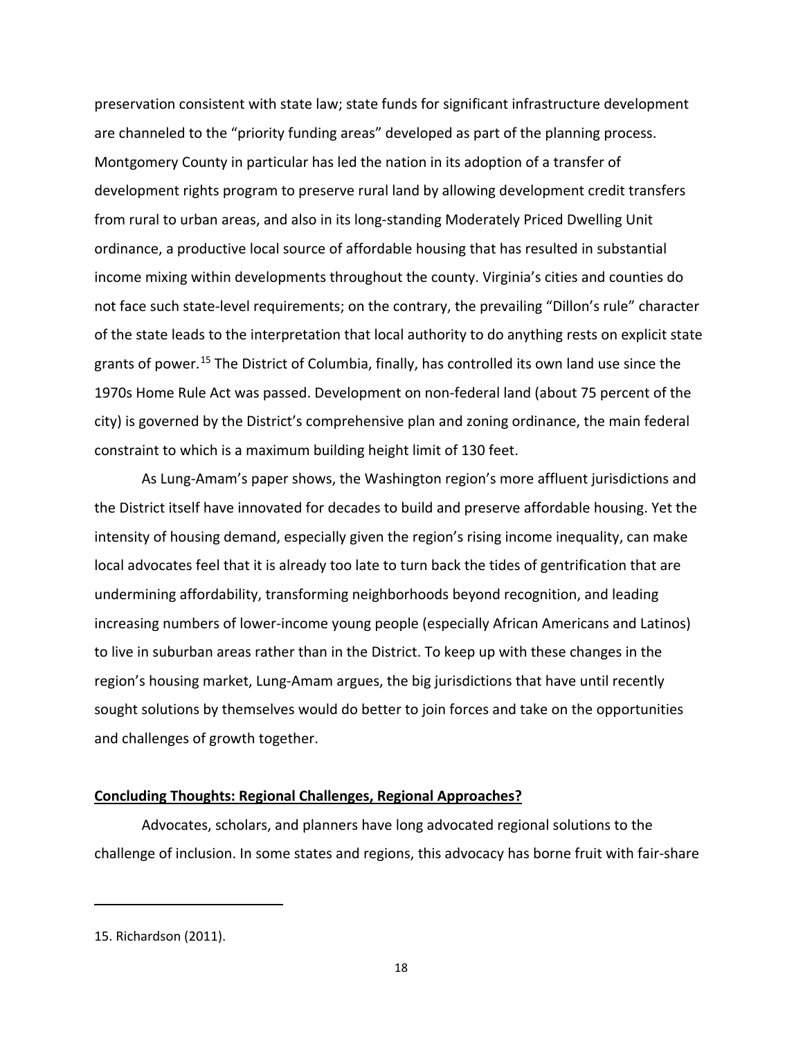preservation consistent with state law; state funds for significant infrastructure development are channeled to the "priority funding areas" developed as part of the planning process. Montgomery County in particular has led the nation in its adoption of a transfer of development rights program to preserve rural land by allowing development credit transfers from rural to urban areas, and also in its long-standing Moderately Priced Dwelling Unit ordinance, a productive local source of affordable housing that has resulted in substantial income mixing within developments throughout the county. Virginia's cities and counties do not face such state-level requirements; on the contrary, the prevailing "Dillon's rule" character of the state leads to the interpretation that local authority to do anything rests on explicit state grants of power.[15] The District of Columbia, finally, has controlled its own land use since the 1970s Home Rule Act was passed. Development on non-federal land (about 75 percent of the city) is governed by the District's comprehensive plan and zoning ordinance, the main federal constraint to which is a maximum building height limit of 130 feet.

As Lung-Amam's paper shows, the Washington region's more affluent jurisdictions and the District itself have innovated for decades to build and preserve affordable housing. Yet the intensity of housing demand, especially given the region's rising income inequality, can make local advocates feel that it is already too late to turn back the tides of gentrification that are undermining affordability, transforming neighborhoods beyond recognition, and leading increasing numbers of lower-income young people (especially African Americans and Latinos) to live in suburban areas rather than in the District. To keep up with these changes in the region's housing market, Lung-Amam argues, the big jurisdictions that have until recently sought solutions by themselves would do better to join forces and take on the opportunities and challenges of growth together.

## Concluding Thoughts: Regional Challenges, Regional Approaches?

Advocates, scholars, and planners have long advocated regional solutions to the challenge of inclusion. In some states and regions, this advocacy has borne fruit with fair-share

---

15. Richardson (2011).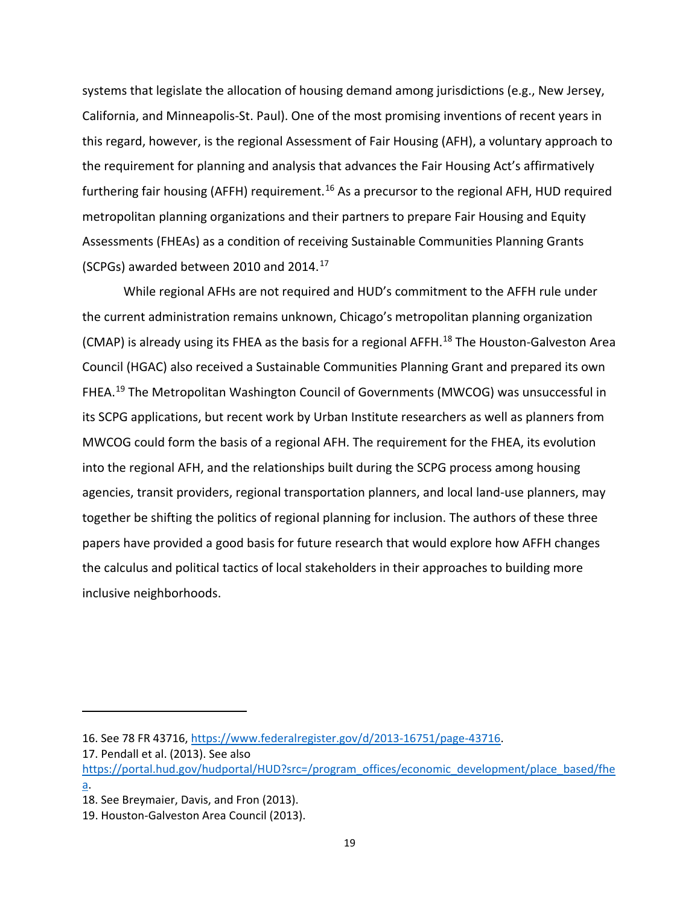systems that legislate the allocation of housing demand among jurisdictions (e.g., New Jersey, California, and Minneapolis-St. Paul). One of the most promising inventions of recent years in this regard, however, is the regional Assessment of Fair Housing (AFH), a voluntary approach to the requirement for planning and analysis that advances the Fair Housing Act's affirmatively furthering fair housing (AFFH) requirement.[16] As a precursor to the regional AFH, HUD required metropolitan planning organizations and their partners to prepare Fair Housing and Equity Assessments (FHEAs) as a condition of receiving Sustainable Communities Planning Grants (SCPGs) awarded between 2010 and 2014.[17]

While regional AFHs are not required and HUD's commitment to the AFFH rule under the current administration remains unknown, Chicago's metropolitan planning organization (CMAP) is already using its FHEA as the basis for a regional AFFH.[18] The Houston-Galveston Area Council (HGAC) also received a Sustainable Communities Planning Grant and prepared its own FHEA.[19] The Metropolitan Washington Council of Governments (MWCOG) was unsuccessful in its SCPG applications, but recent work by Urban Institute researchers as well as planners from MWCOG could form the basis of a regional AFH. The requirement for the FHEA, its evolution into the regional AFH, and the relationships built during the SCPG process among housing agencies, transit providers, regional transportation planners, and local land-use planners, may together be shifting the politics of regional planning for inclusion. The authors of these three papers have provided a good basis for future research that would explore how AFFH changes the calculus and political tactics of local stakeholders in their approaches to building more inclusive neighborhoods.

---

16. See 78 FR 43716, https://www.federalregister.gov/d/2013-16751/page-43716.

17. Pendall et al. (2013). See also https://portal.hud.gov/hudportal/HUD?src=/program_offices/economic_development/place_based/fhea.

18. See Breymaier, Davis, and Fron (2013).

19. Houston-Galveston Area Council (2013).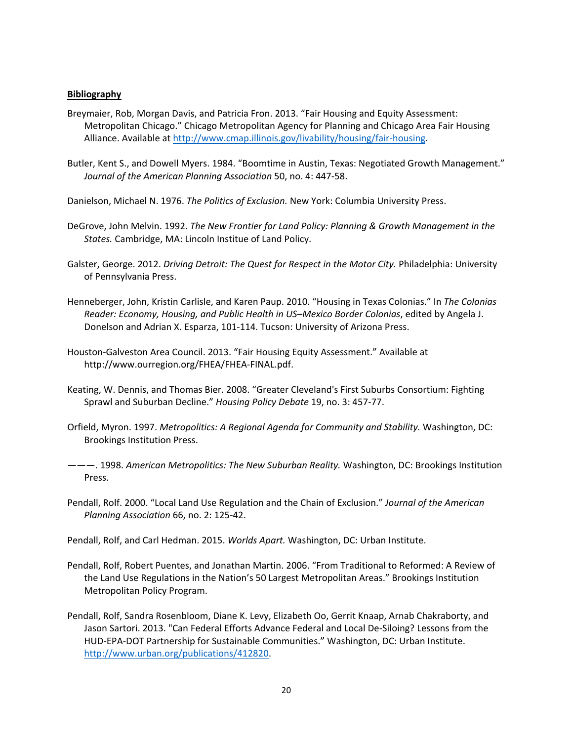**Bibliography**

Breymaier, Rob, Morgan Davis, and Patricia Fron. 2013. "Fair Housing and Equity Assessment: Metropolitan Chicago." Chicago Metropolitan Agency for Planning and Chicago Area Fair Housing Alliance. Available at http://www.cmap.illinois.gov/livability/housing/fair-housing.

Butler, Kent S., and Dowell Myers. 1984. "Boomtime in Austin, Texas: Negotiated Growth Management." *Journal of the American Planning Association* 50, no. 4: 447-58.

Danielson, Michael N. 1976. *The Politics of Exclusion.* New York: Columbia University Press.

DeGrove, John Melvin. 1992. *The New Frontier for Land Policy: Planning & Growth Management in the States.* Cambridge, MA: Lincoln Institue of Land Policy.

Galster, George. 2012. *Driving Detroit: The Quest for Respect in the Motor City.* Philadelphia: University of Pennsylvania Press.

Henneberger, John, Kristin Carlisle, and Karen Paup. 2010. "Housing in Texas Colonias." In *The Colonias Reader: Economy, Housing, and Public Health in US–Mexico Border Colonias*, edited by Angela J. Donelson and Adrian X. Esparza, 101-114. Tucson: University of Arizona Press.

Houston-Galveston Area Council. 2013. "Fair Housing Equity Assessment." Available at http://www.ourregion.org/FHEA/FHEA-FINAL.pdf.

Keating, W. Dennis, and Thomas Bier. 2008. "Greater Cleveland's First Suburbs Consortium: Fighting Sprawl and Suburban Decline." *Housing Policy Debate* 19, no. 3: 457-77.

Orfield, Myron. 1997. *Metropolitics: A Regional Agenda for Community and Stability.* Washington, DC: Brookings Institution Press.

———. 1998. *American Metropolitics: The New Suburban Reality.* Washington, DC: Brookings Institution Press.

Pendall, Rolf. 2000. "Local Land Use Regulation and the Chain of Exclusion." *Journal of the American Planning Association* 66, no. 2: 125-42.

Pendall, Rolf, and Carl Hedman. 2015. *Worlds Apart.* Washington, DC: Urban Institute.

Pendall, Rolf, Robert Puentes, and Jonathan Martin. 2006. "From Traditional to Reformed: A Review of the Land Use Regulations in the Nation's 50 Largest Metropolitan Areas." Brookings Institution Metropolitan Policy Program.

Pendall, Rolf, Sandra Rosenbloom, Diane K. Levy, Elizabeth Oo, Gerrit Knaap, Arnab Chakraborty, and Jason Sartori. 2013. "Can Federal Efforts Advance Federal and Local De-Siloing? Lessons from the HUD-EPA-DOT Partnership for Sustainable Communities." Washington, DC: Urban Institute. http://www.urban.org/publications/412820.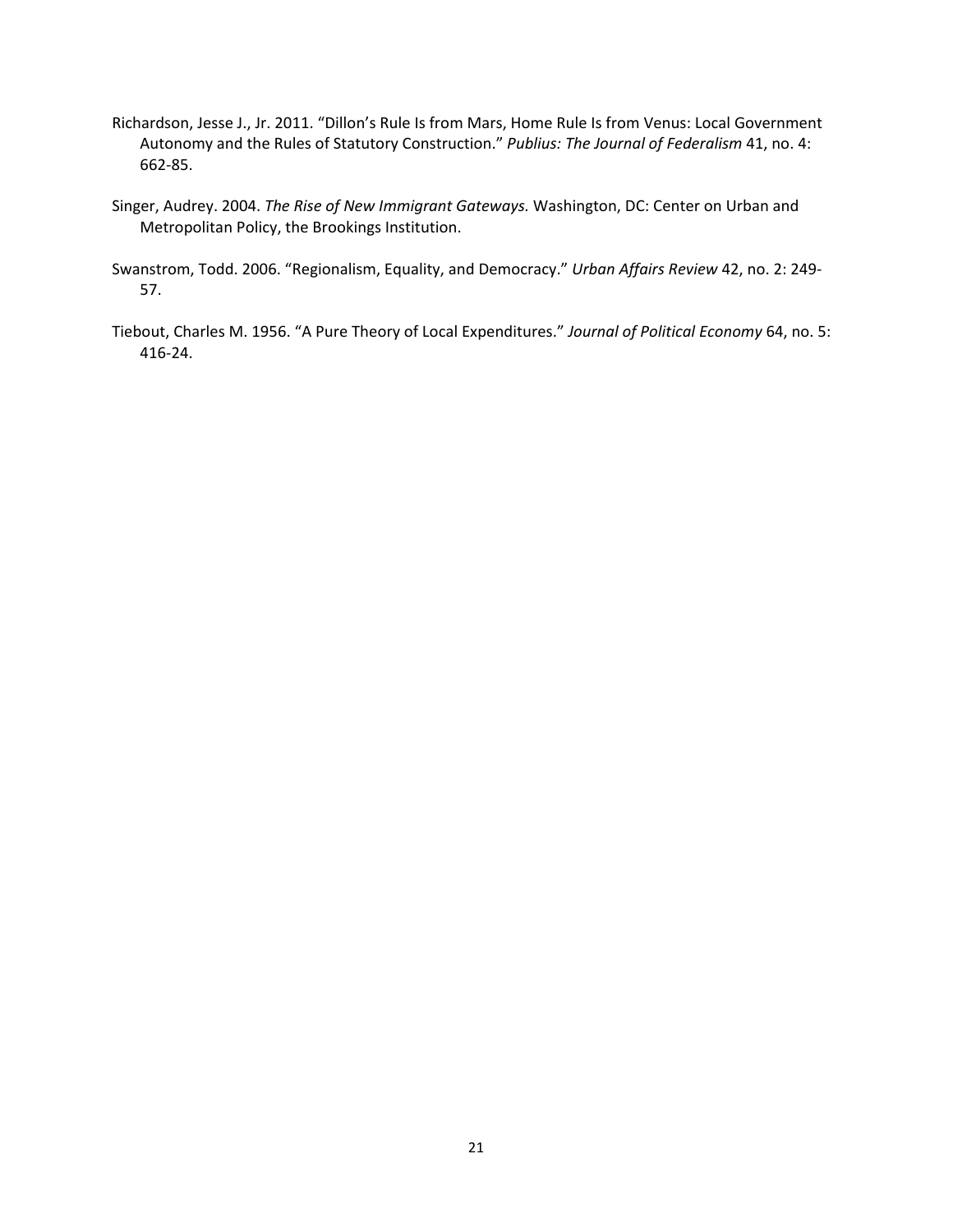Richardson, Jesse J., Jr. 2011. "Dillon's Rule Is from Mars, Home Rule Is from Venus: Local Government Autonomy and the Rules of Statutory Construction." *Publius: The Journal of Federalism* 41, no. 4: 662-85.

Singer, Audrey. 2004. *The Rise of New Immigrant Gateways.* Washington, DC: Center on Urban and Metropolitan Policy, the Brookings Institution.

Swanstrom, Todd. 2006. "Regionalism, Equality, and Democracy." *Urban Affairs Review* 42, no. 2: 249-57.

Tiebout, Charles M. 1956. "A Pure Theory of Local Expenditures." *Journal of Political Economy* 64, no. 5: 416-24.